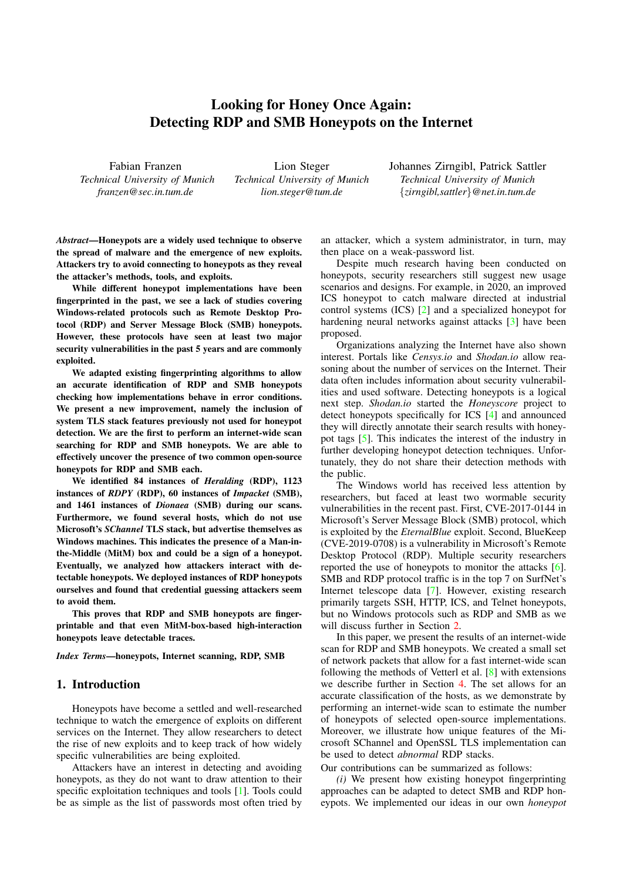# Looking for Honey Once Again: Detecting RDP and SMB Honeypots on the Internet

Fabian Franzen
*Technical University of Munich*
*franzen@sec.in.tum.de*

Lion Steger
*Technical University of Munich*
*lion.steger@tum.de*

Johannes Zirngibl, Patrick Sattler
*Technical University of Munich*
*{zirngibl,sattler}@net.in.tum.de*

***Abstract*—Honeypots are a widely used technique to observe the spread of malware and the emergence of new exploits. Attackers try to avoid connecting to honeypots as they reveal the attacker's methods, tools, and exploits.**

**While different honeypot implementations have been fingerprinted in the past, we see a lack of studies covering Windows-related protocols such as Remote Desktop Protocol (RDP) and Server Message Block (SMB) honeypots. However, these protocols have seen at least two major security vulnerabilities in the past 5 years and are commonly exploited.**

**We adapted existing fingerprinting algorithms to allow an accurate identification of RDP and SMB honeypots checking how implementations behave in error conditions. We present a new improvement, namely the inclusion of system TLS stack features previously not used for honeypot detection. We are the first to perform an internet-wide scan searching for RDP and SMB honeypots. We are able to effectively uncover the presence of two common open-source honeypots for RDP and SMB each.**

**We identified 84 instances of *Heralding* (RDP), 1123 instances of *RDPY* (RDP), 60 instances of *Impacket* (SMB), and 1461 instances of *Dionaea* (SMB) during our scans. Furthermore, we found several hosts, which do not use Microsoft's *SChannel* TLS stack, but advertise themselves as Windows machines. This indicates the presence of a Man-in-the-Middle (MitM) box and could be a sign of a honeypot. Eventually, we analyzed how attackers interact with detectable honeypots. We deployed instances of RDP honeypots ourselves and found that credential guessing attackers seem to avoid them.**

**This proves that RDP and SMB honeypots are fingerprintable and that even MitM-box-based high-interaction honeypots leave detectable traces.**

***Index Terms*—honeypots, Internet scanning, RDP, SMB**

## 1. Introduction

Honeypots have become a settled and well-researched technique to watch the emergence of exploits on different services on the Internet. They allow researchers to detect the rise of new exploits and to keep track of how widely specific vulnerabilities are being exploited.

Attackers have an interest in detecting and avoiding honeypots, as they do not want to draw attention to their specific exploitation techniques and tools [1]. Tools could be as simple as the list of passwords most often tried by an attacker, which a system administrator, in turn, may then place on a weak-password list.

Despite much research having been conducted on honeypots, security researchers still suggest new usage scenarios and designs. For example, in 2020, an improved ICS honeypot to catch malware directed at industrial control systems (ICS) [2] and a specialized honeypot for hardening neural networks against attacks [3] have been proposed.

Organizations analyzing the Internet have also shown interest. Portals like *Censys.io* and *Shodan.io* allow reasoning about the number of services on the Internet. Their data often includes information about security vulnerabilities and used software. Detecting honeypots is a logical next step. *Shodan.io* started the *Honeyscore* project to detect honeypots specifically for ICS [4] and announced they will directly annotate their search results with honeypot tags [5]. This indicates the interest of the industry in further developing honeypot detection techniques. Unfortunately, they do not share their detection methods with the public.

The Windows world has received less attention by researchers, but faced at least two wormable security vulnerabilities in the recent past. First, CVE-2017-0144 in Microsoft's Server Message Block (SMB) protocol, which is exploited by the *EternalBlue* exploit. Second, BlueKeep (CVE-2019-0708) is a vulnerability in Microsoft's Remote Desktop Protocol (RDP). Multiple security researchers reported the use of honeypots to monitor the attacks [6]. SMB and RDP protocol traffic is in the top 7 on SurfNet's Internet telescope data [7]. However, existing research primarily targets SSH, HTTP, ICS, and Telnet honeypots, but no Windows protocols such as RDP and SMB as we will discuss further in Section 2.

In this paper, we present the results of an internet-wide scan for RDP and SMB honeypots. We created a small set of network packets that allow for a fast internet-wide scan following the methods of Vetterl et al. [8] with extensions we describe further in Section 4. The set allows for an accurate classification of the hosts, as we demonstrate by performing an internet-wide scan to estimate the number of honeypots of selected open-source implementations. Moreover, we illustrate how unique features of the Microsoft SChannel and OpenSSL TLS implementation can be used to detect *abnormal* RDP stacks.

Our contributions can be summarized as follows:

*(i)* We present how existing honeypot fingerprinting approaches can be adapted to detect SMB and RDP honeypots. We implemented our ideas in our own *honeypot*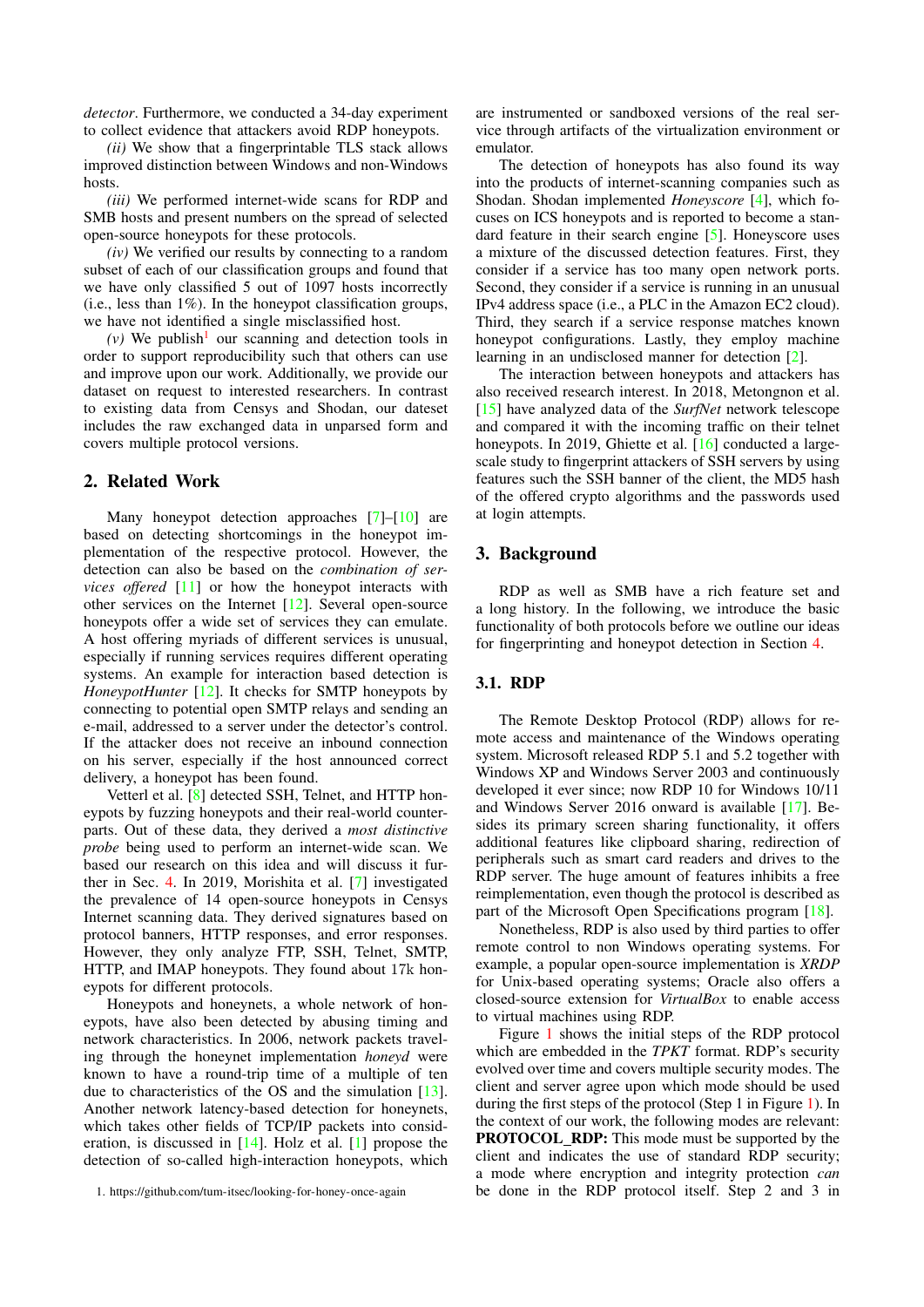*detector*. Furthermore, we conducted a 34-day experiment to collect evidence that attackers avoid RDP honeypots.

*(ii)* We show that a fingerprintable TLS stack allows improved distinction between Windows and non-Windows hosts.

*(iii)* We performed internet-wide scans for RDP and SMB hosts and present numbers on the spread of selected open-source honeypots for these protocols.

*(iv)* We verified our results by connecting to a random subset of each of our classification groups and found that we have only classified 5 out of 1097 hosts incorrectly (i.e., less than 1%). In the honeypot classification groups, we have not identified a single misclassified host.

*(v)* We publish[1] our scanning and detection tools in order to support reproducibility such that others can use and improve upon our work. Additionally, we provide our dataset on request to interested researchers. In contrast to existing data from Censys and Shodan, our dataset includes the raw exchanged data in unparsed form and covers multiple protocol versions.

## 2. Related Work

Many honeypot detection approaches [7]–[10] are based on detecting shortcomings in the honeypot implementation of the respective protocol. However, the detection can also be based on the *combination of services offered* [11] or how the honeypot interacts with other services on the Internet [12]. Several open-source honeypots offer a wide set of services they can emulate. A host offering myriads of different services is unusual, especially if running services requires different operating systems. An example for interaction based detection is *HoneypotHunter* [12]. It checks for SMTP honeypots by connecting to potential open SMTP relays and sending an e-mail, addressed to a server under the detector's control. If the attacker does not receive an inbound connection on his server, especially if the host announced correct delivery, a honeypot has been found.

Vetterl et al. [8] detected SSH, Telnet, and HTTP honeypots by fuzzing honeypots and their real-world counterparts. Out of these data, they derived a *most distinctive probe* being used to perform an internet-wide scan. We based our research on this idea and will discuss it further in Sec. 4. In 2019, Morishita et al. [7] investigated the prevalence of 14 open-source honeypots in Censys Internet scanning data. They derived signatures based on protocol banners, HTTP responses, and error responses. However, they only analyze FTP, SSH, Telnet, SMTP, HTTP, and IMAP honeypots. They found about 17k honeypots for different protocols.

Honeypots and honeynets, a whole network of honeypots, have also been detected by abusing timing and network characteristics. In 2006, network packets traveling through the honeynet implementation *honeyd* were known to have a round-trip time of a multiple of ten due to characteristics of the OS and the simulation [13]. Another network latency-based detection for honeynets, which takes other fields of TCP/IP packets into consideration, is discussed in [14]. Holz et al. [1] propose the detection of so-called high-interaction honeypots, which are instrumented or sandboxed versions of the real service through artifacts of the virtualization environment or emulator.

The detection of honeypots has also found its way into the products of internet-scanning companies such as Shodan. Shodan implemented *Honeyscore* [4], which focuses on ICS honeypots and is reported to become a standard feature in their search engine [5]. Honeyscore uses a mixture of the discussed detection features. First, they consider if a service has too many open network ports. Second, they consider if a service is running in an unusual IPv4 address space (i.e., a PLC in the Amazon EC2 cloud). Third, they search if a service response matches known honeypot configurations. Lastly, they employ machine learning in an undisclosed manner for detection [2].

The interaction between honeypots and attackers has also received research interest. In 2018, Metongnon et al. [15] have analyzed data of the *SurfNet* network telescope and compared it with the incoming traffic on their telnet honeypots. In 2019, Ghiette et al. [16] conducted a large-scale study to fingerprint attackers of SSH servers by using features such the SSH banner of the client, the MD5 hash of the offered crypto algorithms and the passwords used at login attempts.

## 3. Background

RDP as well as SMB have a rich feature set and a long history. In the following, we introduce the basic functionality of both protocols before we outline our ideas for fingerprinting and honeypot detection in Section 4.

### 3.1. RDP

The Remote Desktop Protocol (RDP) allows for remote access and maintenance of the Windows operating system. Microsoft released RDP 5.1 and 5.2 together with Windows XP and Windows Server 2003 and continuously developed it ever since; now RDP 10 for Windows 10/11 and Windows Server 2016 onward is available [17]. Besides its primary screen sharing functionality, it offers additional features like clipboard sharing, redirection of peripherals such as smart card readers and drives to the RDP server. The huge amount of features inhibits a free reimplementation, even though the protocol is described as part of the Microsoft Open Specifications program [18].

Nonetheless, RDP is also used by third parties to offer remote control to non Windows operating systems. For example, a popular open-source implementation is *XRDP* for Unix-based operating systems; Oracle also offers a closed-source extension for *VirtualBox* to enable access to virtual machines using RDP.

Figure 1 shows the initial steps of the RDP protocol which are embedded in the *TPKT* format. RDP's security evolved over time and covers multiple security modes. The client and server agree upon which mode should be used during the first steps of the protocol (Step 1 in Figure 1). In the context of our work, the following modes are relevant:

**PROTOCOL_RDP:** This mode must be supported by the client and indicates the use of standard RDP security; a mode where encryption and integrity protection *can* be done in the RDP protocol itself. Step 2 and 3 in

1. https://github.com/tum-itsec/looking-for-honey-once-again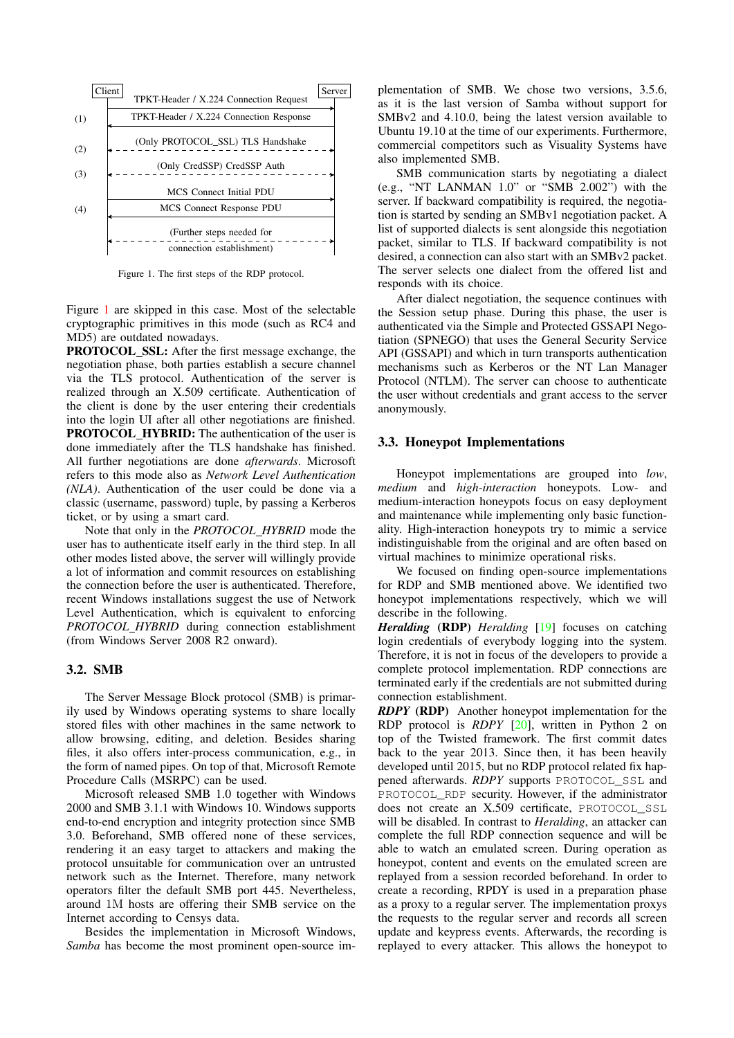| | Client | | Server |
|---|---|---|---|
| | | TPKT-Header / X.224 Connection Request → | |
| (1) | | ← TPKT-Header / X.224 Connection Response | |
| (2) | | ← (Only PROTOCOL_SSL) TLS Handshake → | |
| (3) | | ← (Only CredSSP) CredSSP Auth → | |
| | | MCS Connect Initial PDU → | |
| (4) | | ← MCS Connect Response PDU | |
| | | ← (Further steps needed for connection establishment) → | |

Figure 1. The first steps of the RDP protocol.

Figure 1 are skipped in this case. Most of the selectable cryptographic primitives in this mode (such as RC4 and MD5) are outdated nowadays.

**PROTOCOL_SSL:** After the first message exchange, the negotiation phase, both parties establish a secure channel via the TLS protocol. Authentication of the server is realized through an X.509 certificate. Authentication of the client is done by the user entering their credentials into the login UI after all other negotiations are finished.

**PROTOCOL_HYBRID:** The authentication of the user is done immediately after the TLS handshake has finished. All further negotiations are done *afterwards*. Microsoft refers to this mode also as *Network Level Authentication (NLA)*. Authentication of the user could be done via a classic (username, password) tuple, by passing a Kerberos ticket, or by using a smart card.

Note that only in the *PROTOCOL_HYBRID* mode the user has to authenticate itself early in the third step. In all other modes listed above, the server will willingly provide a lot of information and commit resources on establishing the connection before the user is authenticated. Therefore, recent Windows installations suggest the use of Network Level Authentication, which is equivalent to enforcing *PROTOCOL_HYBRID* during connection establishment (from Windows Server 2008 R2 onward).

### 3.2. SMB

The Server Message Block protocol (SMB) is primarily used by Windows operating systems to share locally stored files with other machines in the same network to allow browsing, editing, and deletion. Besides sharing files, it also offers inter-process communication, e.g., in the form of named pipes. On top of that, Microsoft Remote Procedure Calls (MSRPC) can be used.

Microsoft released SMB 1.0 together with Windows 2000 and SMB 3.1.1 with Windows 10. Windows supports end-to-end encryption and integrity protection since SMB 3.0. Beforehand, SMB offered none of these services, rendering it an easy target to attackers and making the protocol unsuitable for communication over an untrusted network such as the Internet. Therefore, many network operators filter the default SMB port 445. Nevertheless, around 1M hosts are offering their SMB service on the Internet according to Censys data.

Besides the implementation in Microsoft Windows, *Samba* has become the most prominent open-source implementation of SMB. We chose two versions, 3.5.6, as it is the last version of Samba without support for SMBv2 and 4.10.0, being the latest version available to Ubuntu 19.10 at the time of our experiments. Furthermore, commercial competitors such as Visuality Systems have also implemented SMB.

SMB communication starts by negotiating a dialect (e.g., "NT LANMAN 1.0" or "SMB 2.002") with the server. If backward compatibility is required, the negotiation is started by sending an SMBv1 negotiation packet. A list of supported dialects is sent alongside this negotiation packet, similar to TLS. If backward compatibility is not desired, a connection can also start with an SMBv2 packet. The server selects one dialect from the offered list and responds with its choice.

After dialect negotiation, the sequence continues with the Session setup phase. During this phase, the user is authenticated via the Simple and Protected GSSAPI Negotiation (SPNEGO) that uses the General Security Service API (GSSAPI) and which in turn transports authentication mechanisms such as Kerberos or the NT Lan Manager Protocol (NTLM). The server can choose to authenticate the user without credentials and grant access to the server anonymously.

### 3.3. Honeypot Implementations

Honeypot implementations are grouped into *low*, *medium* and *high-interaction* honeypots. Low- and medium-interaction honeypots focus on easy deployment and maintenance while implementing only basic functionality. High-interaction honeypots try to mimic a service indistinguishable from the original and are often based on virtual machines to minimize operational risks.

We focused on finding open-source implementations for RDP and SMB mentioned above. We identified two honeypot implementations respectively, which we will describe in the following.

***Heralding* (RDP)** *Heralding* [19] focuses on catching login credentials of everybody logging into the system. Therefore, it is not in focus of the developers to provide a complete protocol implementation. RDP connections are terminated early if the credentials are not submitted during connection establishment.

***RDPY* (RDP)** Another honeypot implementation for the RDP protocol is *RDPY* [20], written in Python 2 on top of the Twisted framework. The first commit dates back to the year 2013. Since then, it has been heavily developed until 2015, but no RDP protocol related fix happened afterwards. *RDPY* supports `PROTOCOL_SSL` and `PROTOCOL_RDP` security. However, if the administrator does not create an X.509 certificate, `PROTOCOL_SSL` will be disabled. In contrast to *Heralding*, an attacker can complete the full RDP connection sequence and will be able to watch an emulated screen. During operation as honeypot, content and events on the emulated screen are replayed from a session recorded beforehand. In order to create a recording, RPDY is used in a preparation phase as a proxy to a regular server. The implementation proxys the requests to the regular server and records all screen update and keypress events. Afterwards, the recording is replayed to every attacker. This allows the honeypot to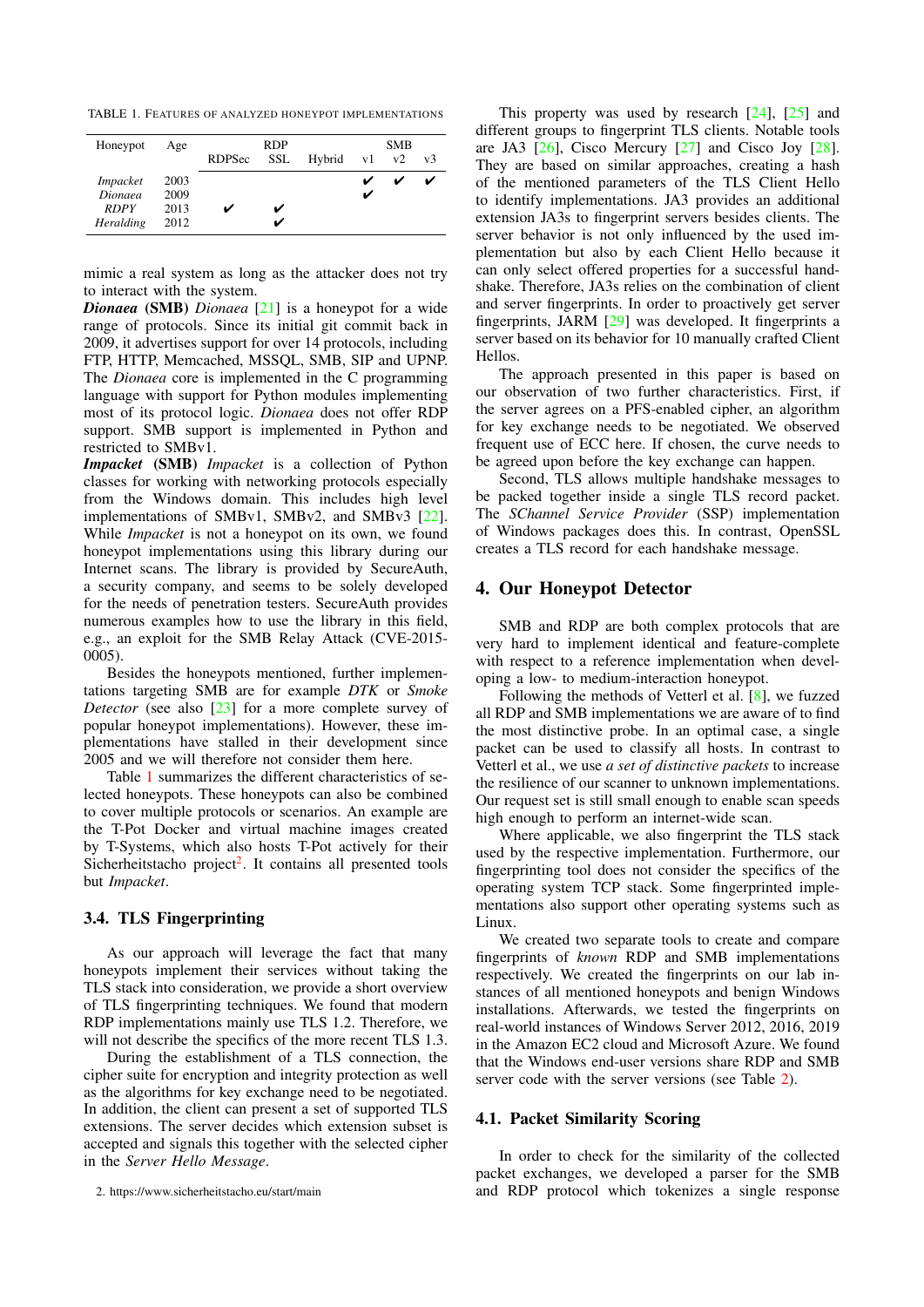TABLE 1. FEATURES OF ANALYZED HONEYPOT IMPLEMENTATIONS

| Honeypot | Age | RDP | | | SMB | | |
|---|---|---|---|---|---|---|---|
| | | RDPSec | SSL | Hybrid | v1 | v2 | v3 |
| *Impacket* | 2003 | | | | ✔ | ✔ | ✔ |
| *Dionaea* | 2009 | | | | ✔ | | |
| *RDPY* | 2013 | ✔ | ✔ | | | | |
| *Heralding* | 2012 | | ✔ | | | | |

mimic a real system as long as the attacker does not try to interact with the system.

***Dionaea*** **(SMB)** *Dionaea* [21] is a honeypot for a wide range of protocols. Since its initial git commit back in 2009, it advertises support for over 14 protocols, including FTP, HTTP, Memcached, MSSQL, SMB, SIP and UPNP. The *Dionaea* core is implemented in the C programming language with support for Python modules implementing most of its protocol logic. *Dionaea* does not offer RDP support. SMB support is implemented in Python and restricted to SMBv1.

***Impacket*** **(SMB)** *Impacket* is a collection of Python classes for working with networking protocols especially from the Windows domain. This includes high level implementations of SMBv1, SMBv2, and SMBv3 [22]. While *Impacket* is not a honeypot on its own, we found honeypot implementations using this library during our Internet scans. The library is provided by SecureAuth, a security company, and seems to be solely developed for the needs of penetration testers. SecureAuth provides numerous examples how to use the library in this field, e.g., an exploit for the SMB Relay Attack (CVE-2015-0005).

Besides the honeypots mentioned, further implementations targeting SMB are for example *DTK* or *Smoke Detector* (see also [23] for a more complete survey of popular honeypot implementations). However, these implementations have stalled in their development since 2005 and we will therefore not consider them here.

Table 1 summarizes the different characteristics of selected honeypots. These honeypots can also be combined to cover multiple protocols or scenarios. An example are the T-Pot Docker and virtual machine images created by T-Systems, which also hosts T-Pot actively for their Sicherheitstacho project[2]. It contains all presented tools but *Impacket*.

### 3.4. TLS Fingerprinting

As our approach will leverage the fact that many honeypots implement their services without taking the TLS stack into consideration, we provide a short overview of TLS fingerprinting techniques. We found that modern RDP implementations mainly use TLS 1.2. Therefore, we will not describe the specifics of the more recent TLS 1.3.

During the establishment of a TLS connection, the cipher suite for encryption and integrity protection as well as the algorithms for key exchange need to be negotiated. In addition, the client can present a set of supported TLS extensions. The server decides which extension subset is accepted and signals this together with the selected cipher in the *Server Hello Message*.

2. https://www.sicherheitstacho.eu/start/main

This property was used by research [24], [25] and different groups to fingerprint TLS clients. Notable tools are JA3 [26], Cisco Mercury [27] and Cisco Joy [28]. They are based on similar approaches, creating a hash of the mentioned parameters of the TLS Client Hello to identify implementations. JA3 provides an additional extension JA3s to fingerprint servers besides clients. The server behavior is not only influenced by the used implementation but also by each Client Hello because it can only select offered properties for a successful handshake. Therefore, JA3s relies on the combination of client and server fingerprints. In order to proactively get server fingerprints, JARM [29] was developed. It fingerprints a server based on its behavior for 10 manually crafted Client Hellos.

The approach presented in this paper is based on our observation of two further characteristics. First, if the server agrees on a PFS-enabled cipher, an algorithm for key exchange needs to be negotiated. We observed frequent use of ECC here. If chosen, the curve needs to be agreed upon before the key exchange can happen.

Second, TLS allows multiple handshake messages to be packed together inside a single TLS record packet. The *SChannel Service Provider* (SSP) implementation of Windows packages does this. In contrast, OpenSSL creates a TLS record for each handshake message.

## 4. Our Honeypot Detector

SMB and RDP are both complex protocols that are very hard to implement identical and feature-complete with respect to a reference implementation when developing a low- to medium-interaction honeypot.

Following the methods of Vetterl et al. [8], we fuzzed all RDP and SMB implementations we are aware of to find the most distinctive probe. In an optimal case, a single packet can be used to classify all hosts. In contrast to Vetterl et al., we use *a set of distinctive packets* to increase the resilience of our scanner to unknown implementations. Our request set is still small enough to enable scan speeds high enough to perform an internet-wide scan.

Where applicable, we also fingerprint the TLS stack used by the respective implementation. Furthermore, our fingerprinting tool does not consider the specifics of the operating system TCP stack. Some fingerprinted implementations also support other operating systems such as Linux.

We created two separate tools to create and compare fingerprints of *known* RDP and SMB implementations respectively. We created the fingerprints on our lab instances of all mentioned honeypots and benign Windows installations. Afterwards, we tested the fingerprints on real-world instances of Windows Server 2012, 2016, 2019 in the Amazon EC2 cloud and Microsoft Azure. We found that the Windows end-user versions share RDP and SMB server code with the server versions (see Table 2).

### 4.1. Packet Similarity Scoring

In order to check for the similarity of the collected packet exchanges, we developed a parser for the SMB and RDP protocol which tokenizes a single response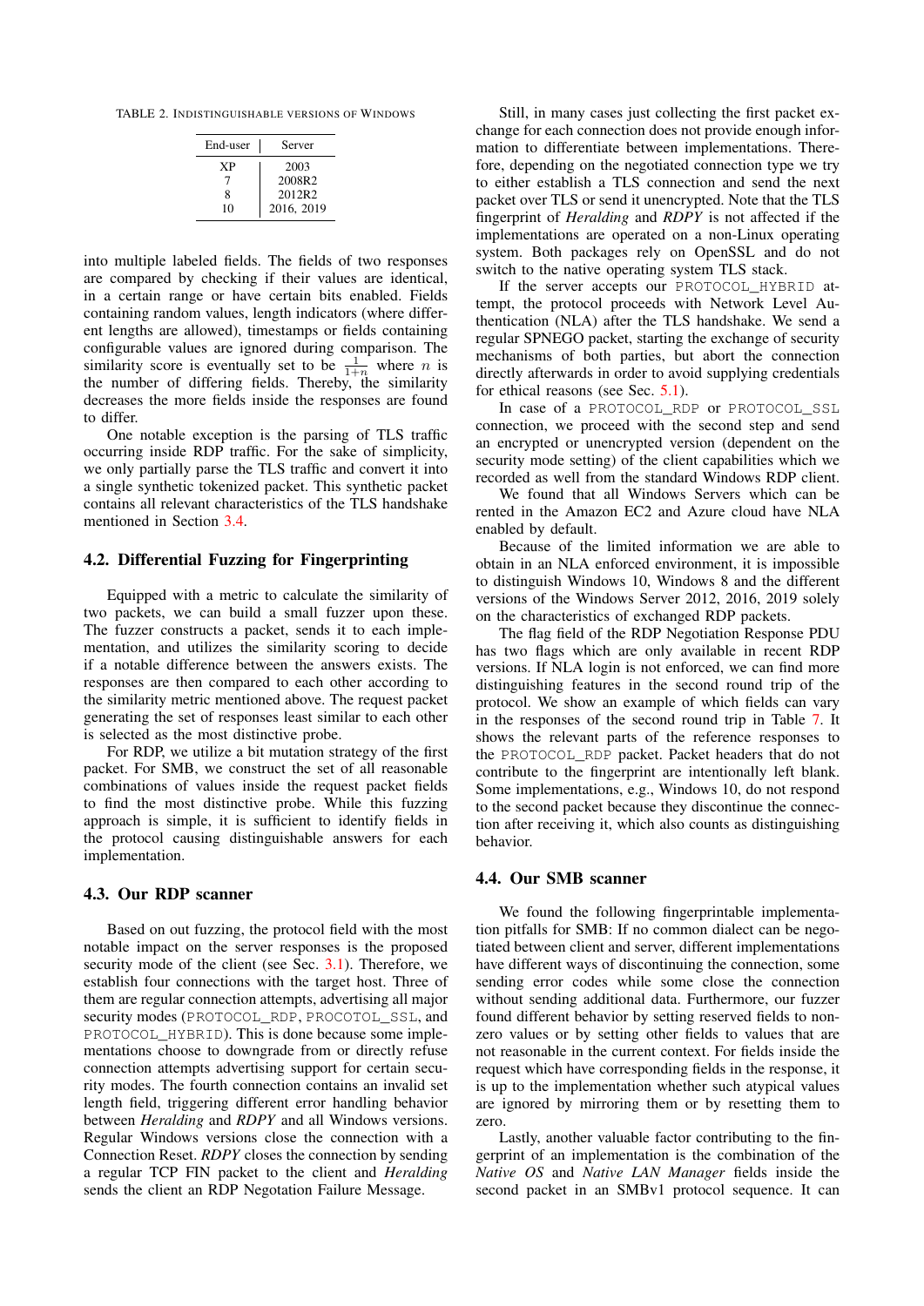TABLE 2. INDISTINGUISHABLE VERSIONS OF WINDOWS

| End-user | Server |
|---|---|
| XP | 2003 |
| 7 | 2008R2 |
| 8 | 2012R2 |
| 10 | 2016, 2019 |

into multiple labeled fields. The fields of two responses are compared by checking if their values are identical, in a certain range or have certain bits enabled. Fields containing random values, length indicators (where different lengths are allowed), timestamps or fields containing configurable values are ignored during comparison. The similarity score is eventually set to be $\frac{1}{1+n}$ where $n$ is the number of differing fields. Thereby, the similarity decreases the more fields inside the responses are found to differ.

One notable exception is the parsing of TLS traffic occurring inside RDP traffic. For the sake of simplicity, we only partially parse the TLS traffic and convert it into a single synthetic tokenized packet. This synthetic packet contains all relevant characteristics of the TLS handshake mentioned in Section 3.4.

### 4.2. Differential Fuzzing for Fingerprinting

Equipped with a metric to calculate the similarity of two packets, we can build a small fuzzer upon these. The fuzzer constructs a packet, sends it to each implementation, and utilizes the similarity scoring to decide if a notable difference between the answers exists. The responses are then compared to each other according to the similarity metric mentioned above. The request packet generating the set of responses least similar to each other is selected as the most distinctive probe.

For RDP, we utilize a bit mutation strategy of the first packet. For SMB, we construct the set of all reasonable combinations of values inside the request packet fields to find the most distinctive probe. While this fuzzing approach is simple, it is sufficient to identify fields in the protocol causing distinguishable answers for each implementation.

### 4.3. Our RDP scanner

Based on out fuzzing, the protocol field with the most notable impact on the server responses is the proposed security mode of the client (see Sec. 3.1). Therefore, we establish four connections with the target host. Three of them are regular connection attempts, advertising all major security modes (`PROTOCOL_RDP`, `PROCOTOL_SSL`, and `PROTOCOL_HYBRID`). This is done because some implementations choose to downgrade from or directly refuse connection attempts advertising support for certain security modes. The fourth connection contains an invalid set length field, triggering different error handling behavior between *Heralding* and *RDPY* and all Windows versions. Regular Windows versions close the connection with a Connection Reset. *RDPY* closes the connection by sending a regular TCP FIN packet to the client and *Heralding* sends the client an RDP Negotation Failure Message.

Still, in many cases just collecting the first packet exchange for each connection does not provide enough information to differentiate between implementations. Therefore, depending on the negotiated connection type we try to either establish a TLS connection and send the next packet over TLS or send it unencrypted. Note that the TLS fingerprint of *Heralding* and *RDPY* is not affected if the implementations are operated on a non-Linux operating system. Both packages rely on OpenSSL and do not switch to the native operating system TLS stack.

If the server accepts our `PROTOCOL_HYBRID` attempt, the protocol proceeds with Network Level Authentication (NLA) after the TLS handshake. We send a regular SPNEGO packet, starting the exchange of security mechanisms of both parties, but abort the connection directly afterwards in order to avoid supplying credentials for ethical reasons (see Sec. 5.1).

In case of a `PROTOCOL_RDP` or `PROTOCOL_SSL` connection, we proceed with the second step and send an encrypted or unencrypted version (dependent on the security mode setting) of the client capabilities which we recorded as well from the standard Windows RDP client.

We found that all Windows Servers which can be rented in the Amazon EC2 and Azure cloud have NLA enabled by default.

Because of the limited information we are able to obtain in an NLA enforced environment, it is impossible to distinguish Windows 10, Windows 8 and the different versions of the Windows Server 2012, 2016, 2019 solely on the characteristics of exchanged RDP packets.

The flag field of the RDP Negotiation Response PDU has two flags which are only available in recent RDP versions. If NLA login is not enforced, we can find more distinguishing features in the second round trip of the protocol. We show an example of which fields can vary in the responses of the second round trip in Table 7. It shows the relevant parts of the reference responses to the `PROTOCOL_RDP` packet. Packet headers that do not contribute to the fingerprint are intentionally left blank. Some implementations, e.g., Windows 10, do not respond to the second packet because they discontinue the connection after receiving it, which also counts as distinguishing behavior.

### 4.4. Our SMB scanner

We found the following fingerprintable implementation pitfalls for SMB: If no common dialect can be negotiated between client and server, different implementations have different ways of discontinuing the connection, some sending error codes while some close the connection without sending additional data. Furthermore, our fuzzer found different behavior by setting reserved fields to non-zero values or by setting other fields to values that are not reasonable in the current context. For fields inside the request which have corresponding fields in the response, it is up to the implementation whether such atypical values are ignored by mirroring them or by resetting them to zero.

Lastly, another valuable factor contributing to the fingerprint of an implementation is the combination of the *Native OS* and *Native LAN Manager* fields inside the second packet in an SMBv1 protocol sequence. It can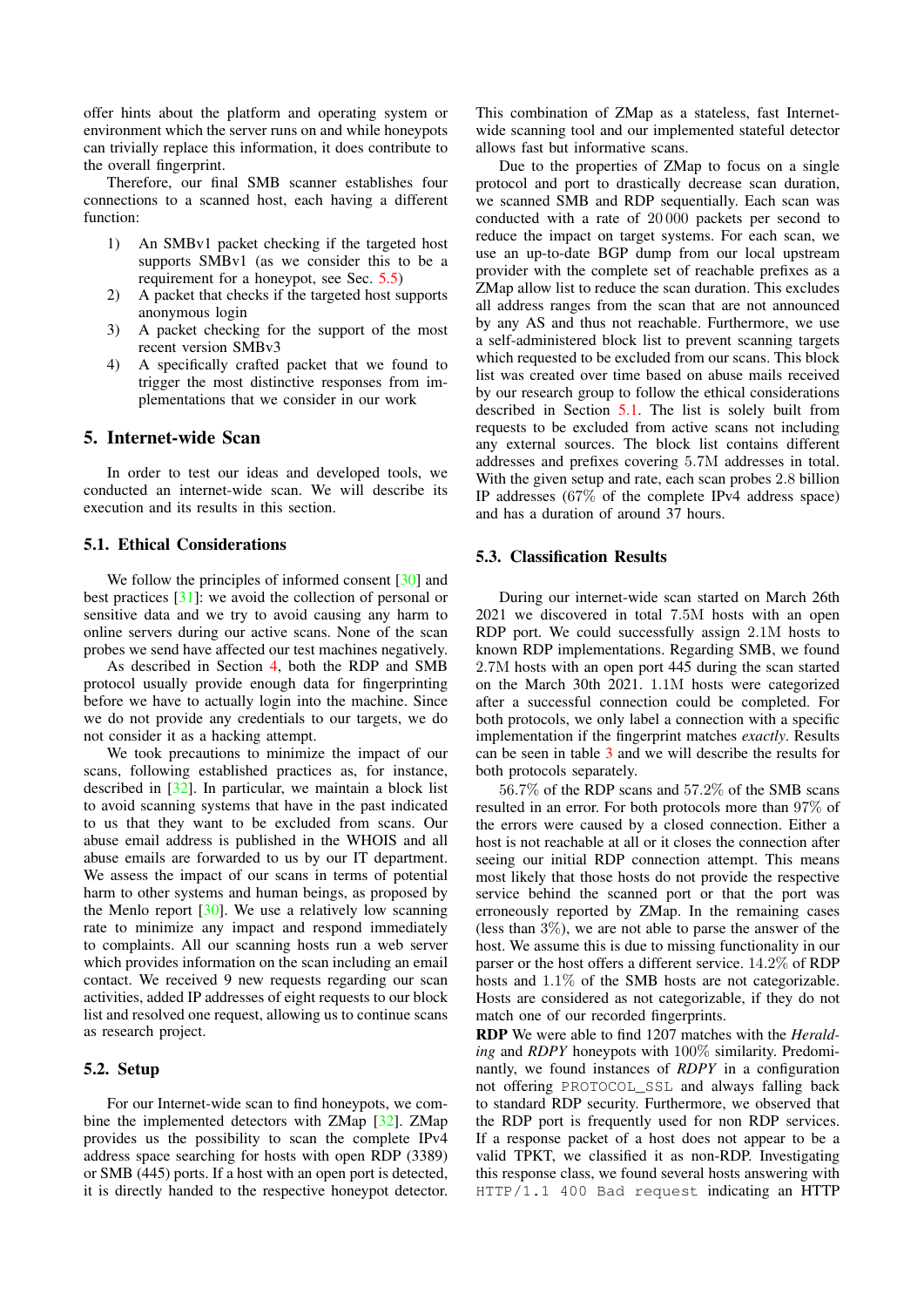offer hints about the platform and operating system or environment which the server runs on and while honeypots can trivially replace this information, it does contribute to the overall fingerprint.

Therefore, our final SMB scanner establishes four connections to a scanned host, each having a different function:

1) An SMBv1 packet checking if the targeted host supports SMBv1 (as we consider this to be a requirement for a honeypot, see Sec. 5.5)
2) A packet that checks if the targeted host supports anonymous login
3) A packet checking for the support of the most recent version SMBv3
4) A specifically crafted packet that we found to trigger the most distinctive responses from implementations that we consider in our work

## 5. Internet-wide Scan

In order to test our ideas and developed tools, we conducted an internet-wide scan. We will describe its execution and its results in this section.

### 5.1. Ethical Considerations

We follow the principles of informed consent [30] and best practices [31]: we avoid the collection of personal or sensitive data and we try to avoid causing any harm to online servers during our active scans. None of the scan probes we send have affected our test machines negatively.

As described in Section 4, both the RDP and SMB protocol usually provide enough data for fingerprinting before we have to actually login into the machine. Since we do not provide any credentials to our targets, we do not consider it as a hacking attempt.

We took precautions to minimize the impact of our scans, following established practices as, for instance, described in [32]. In particular, we maintain a block list to avoid scanning systems that have in the past indicated to us that they want to be excluded from scans. Our abuse email address is published in the WHOIS and all abuse emails are forwarded to us by our IT department. We assess the impact of our scans in terms of potential harm to other systems and human beings, as proposed by the Menlo report [30]. We use a relatively low scanning rate to minimize any impact and respond immediately to complaints. All our scanning hosts run a web server which provides information on the scan including an email contact. We received 9 new requests regarding our scan activities, added IP addresses of eight requests to our block list and resolved one request, allowing us to continue scans as research project.

### 5.2. Setup

For our Internet-wide scan to find honeypots, we combine the implemented detectors with ZMap [32]. ZMap provides us the possibility to scan the complete IPv4 address space searching for hosts with open RDP (3389) or SMB (445) ports. If a host with an open port is detected, it is directly handed to the respective honeypot detector. This combination of ZMap as a stateless, fast Internet-wide scanning tool and our implemented stateful detector allows fast but informative scans.

Due to the properties of ZMap to focus on a single protocol and port to drastically decrease scan duration, we scanned SMB and RDP sequentially. Each scan was conducted with a rate of 20 000 packets per second to reduce the impact on target systems. For each scan, we use an up-to-date BGP dump from our local upstream provider with the complete set of reachable prefixes as a ZMap allow list to reduce the scan duration. This excludes all address ranges from the scan that are not announced by any AS and thus not reachable. Furthermore, we use a self-administered block list to prevent scanning targets which requested to be excluded from our scans. This block list was created over time based on abuse mails received by our research group to follow the ethical considerations described in Section 5.1. The list is solely built from requests to be excluded from active scans not including any external sources. The block list contains different addresses and prefixes covering 5.7M addresses in total. With the given setup and rate, each scan probes 2.8 billion IP addresses (67% of the complete IPv4 address space) and has a duration of around 37 hours.

### 5.3. Classification Results

During our internet-wide scan started on March 26th 2021 we discovered in total 7.5M hosts with an open RDP port. We could successfully assign 2.1M hosts to known RDP implementations. Regarding SMB, we found 2.7M hosts with an open port 445 during the scan started on the March 30th 2021. 1.1M hosts were categorized after a successful connection could be completed. For both protocols, we only label a connection with a specific implementation if the fingerprint matches *exactly*. Results can be seen in table 3 and we will describe the results for both protocols separately.

56.7% of the RDP scans and 57.2% of the SMB scans resulted in an error. For both protocols more than 97% of the errors were caused by a closed connection. Either a host is not reachable at all or it closes the connection after seeing our initial RDP connection attempt. This means most likely that those hosts do not provide the respective service behind the scanned port or that the port was erroneously reported by ZMap. In the remaining cases (less than 3%), we are not able to parse the answer of the host. We assume this is due to missing functionality in our parser or the host offers a different service. 14.2% of RDP hosts and 1.1% of the SMB hosts are not categorizable. Hosts are considered as not categorizable, if they do not match one of our recorded fingerprints.

**RDP** We were able to find 1207 matches with the *Heralding* and *RDPY* honeypots with 100% similarity. Predominantly, we found instances of *RDPY* in a configuration not offering `PROTOCOL_SSL` and always falling back to standard RDP security. Furthermore, we observed that the RDP port is frequently used for non RDP services. If a response packet of a host does not appear to be a valid TPKT, we classified it as non-RDP. Investigating this response class, we found several hosts answering with `HTTP/1.1 400 Bad request` indicating an HTTP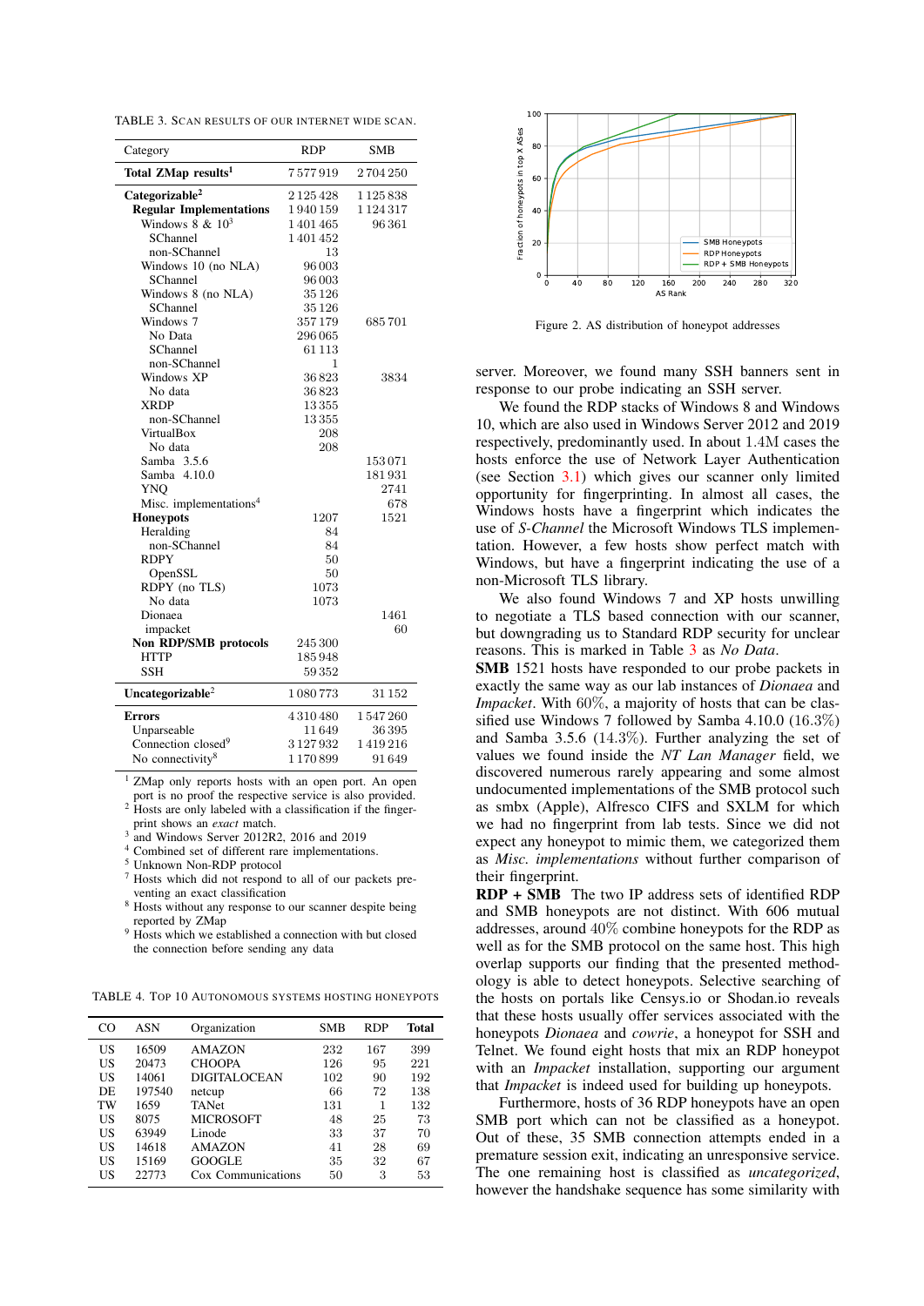TABLE 3. SCAN RESULTS OF OUR INTERNET WIDE SCAN.

| Category | RDP | SMB |
|---|---|---|
| **Total ZMap results**[1] | 7 577 919 | 2 704 250 |
| **Categorizable**[2] | 2 125 428 | 1 125 838 |
| **Regular Implementations** | 1 940 159 | 1 124 317 |
| Windows 8 & 10[3] | 1 401 465 | 96 361 |
| SChannel | 1 401 452 | |
| non-SChannel | 13 | |
| Windows 10 (no NLA) | 96 003 | |
| SChannel | 96 003 | |
| Windows 8 (no NLA) | 35 126 | |
| SChannel | 35 126 | |
| Windows 7 | 357 179 | 685 701 |
| No Data | 296 065 | |
| SChannel | 61 113 | |
| non-SChannel | 1 | |
| Windows XP | 36 823 | 3834 |
| No data | 36 823 | |
| XRDP | 13 355 | |
| non-SChannel | 13 355 | |
| VirtualBox | 208 | |
| No data | 208 | |
| Samba 3.5.6 | | 153 071 |
| Samba 4.10.0 | | 181 931 |
| YNQ | | 2741 |
| Misc. implementations[4] | | 678 |
| **Honeypots** | 1207 | 1521 |
| Heralding | 84 | |
| non-SChannel | 84 | |
| RDPY | 50 | |
| OpenSSL | 50 | |
| RDPY (no TLS) | 1073 | |
| No data | 1073 | |
| Dionaea | | 1461 |
| impacket | | 60 |
| **Non RDP/SMB protocols** | 245 300 | |
| HTTP | 185 948 | |
| SSH | 59 352 | |
| **Uncategorizable**[2] | 1 080 773 | 31 152 |
| **Errors** | 4 310 480 | 1 547 260 |
| Unparseable | 11 649 | 36 395 |
| Connection closed[9] | 3 127 932 | 1 419 216 |
| No connectivity[8] | 1 170 899 | 91 649 |

[1] ZMap only reports hosts with an open port. An open port is no proof the respective service is also provided.
[2] Hosts are only labeled with a classification if the fingerprint shows an *exact* match.
[3] and Windows Server 2012R2, 2016 and 2019
[4] Combined set of different rare implementations.
[5] Unknown Non-RDP protocol
[7] Hosts which did not respond to all of our packets preventing an exact classification
[8] Hosts without any response to our scanner despite being reported by ZMap
[9] Hosts which we established a connection with but closed the connection before sending any data

TABLE 4. TOP 10 AUTONOMOUS SYSTEMS HOSTING HONEYPOTS

| CO | ASN | Organization | SMB | RDP | **Total** |
|---|---|---|---|---|---|
| US | 16509 | AMAZON | 232 | 167 | 399 |
| US | 20473 | CHOOPA | 126 | 95 | 221 |
| US | 14061 | DIGITALOCEAN | 102 | 90 | 192 |
| DE | 197540 | netcup | 66 | 72 | 138 |
| TW | 1659 | TANet | 131 | 1 | 132 |
| US | 8075 | MICROSOFT | 48 | 25 | 73 |
| US | 63949 | Linode | 33 | 37 | 70 |
| US | 14618 | AMAZON | 41 | 28 | 69 |
| US | 15169 | GOOGLE | 35 | 32 | 67 |
| US | 22773 | Cox Communications | 50 | 3 | 53 |

Figure 2. AS distribution of honeypot addresses

server. Moreover, we found many SSH banners sent in response to our probe indicating an SSH server.

We found the RDP stacks of Windows 8 and Windows 10, which are also used in Windows Server 2012 and 2019 respectively, predominantly used. In about 1.4M cases the hosts enforce the use of Network Layer Authentication (see Section 3.1) which gives our scanner only limited opportunity for fingerprinting. In almost all cases, the Windows hosts have a fingerprint which indicates the use of *S-Channel* the Microsoft Windows TLS implementation. However, a few hosts show perfect match with Windows, but have a fingerprint indicating the use of a non-Microsoft TLS library.

We also found Windows 7 and XP hosts unwilling to negotiate a TLS based connection with our scanner, but downgrading us to Standard RDP security for unclear reasons. This is marked in Table 3 as *No Data*.

**SMB** 1521 hosts have responded to our probe packets in exactly the same way as our lab instances of *Dionaea* and *Impacket*. With 60%, a majority of hosts that can be classified use Windows 7 followed by Samba 4.10.0 (16.3%) and Samba 3.5.6 (14.3%). Further analyzing the set of values we found inside the *NT Lan Manager* field, we discovered numerous rarely appearing and some almost undocumented implementations of the SMB protocol such as smbx (Apple), Alfresco CIFS and SXLM for which we had no fingerprint from lab tests. Since we did not expect any honeypot to mimic them, we categorized them as *Misc. implementations* without further comparison of their fingerprint.

**RDP + SMB** The two IP address sets of identified RDP and SMB honeypots are not distinct. With 606 mutual addresses, around 40% combine honeypots for the RDP as well as for the SMB protocol on the same host. This high overlap supports our finding that the presented methodology is able to detect honeypots. Selective searching of the hosts on portals like Censys.io or Shodan.io reveals that these hosts usually offer services associated with the honeypots *Dionaea* and *cowrie*, a honeypot for SSH and Telnet. We found eight hosts that mix an RDP honeypot with an *Impacket* installation, supporting our argument that *Impacket* is indeed used for building up honeypots.

Furthermore, hosts of 36 RDP honeypots have an open SMB port which can not be classified as a honeypot. Out of these, 35 SMB connection attempts ended in a premature session exit, indicating an unresponsive service. The one remaining host is classified as *uncategorized*, however the handshake sequence has some similarity with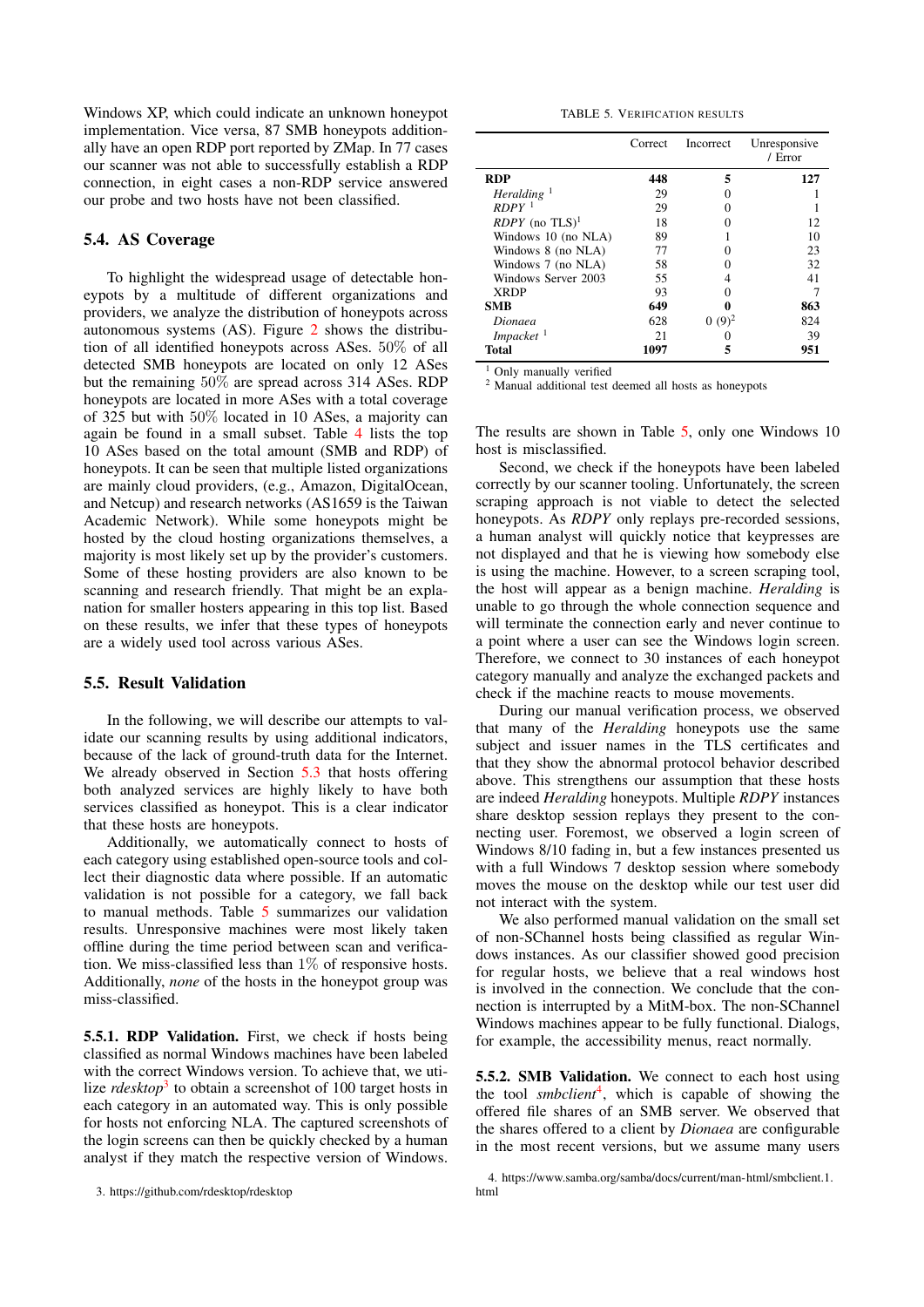Windows XP, which could indicate an unknown honeypot implementation. Vice versa, 87 SMB honeypots additionally have an open RDP port reported by ZMap. In 77 cases our scanner was not able to successfully establish a RDP connection, in eight cases a non-RDP service answered our probe and two hosts have not been classified.

### 5.4. AS Coverage

To highlight the widespread usage of detectable honeypots by a multitude of different organizations and providers, we analyze the distribution of honeypots across autonomous systems (AS). Figure 2 shows the distribution of all identified honeypots across ASes. 50% of all detected SMB honeypots are located on only 12 ASes but the remaining 50% are spread across 314 ASes. RDP honeypots are located in more ASes with a total coverage of 325 but with 50% located in 10 ASes, a majority can again be found in a small subset. Table 4 lists the top 10 ASes based on the total amount (SMB and RDP) of honeypots. It can be seen that multiple listed organizations are mainly cloud providers, (e.g., Amazon, DigitalOcean, and Netcup) and research networks (AS1659 is the Taiwan Academic Network). While some honeypots might be hosted by the cloud hosting organizations themselves, a majority is most likely set up by the provider's customers. Some of these hosting providers are also known to be scanning and research friendly. That might be an explanation for smaller hosters appearing in this top list. Based on these results, we infer that these types of honeypots are a widely used tool across various ASes.

### 5.5. Result Validation

In the following, we will describe our attempts to validate our scanning results by using additional indicators, because of the lack of ground-truth data for the Internet. We already observed in Section 5.3 that hosts offering both analyzed services are highly likely to have both services classified as honeypot. This is a clear indicator that these hosts are honeypots.

Additionally, we automatically connect to hosts of each category using established open-source tools and collect their diagnostic data where possible. If an automatic validation is not possible for a category, we fall back to manual methods. Table 5 summarizes our validation results. Unresponsive machines were most likely taken offline during the time period between scan and verification. We miss-classified less than 1% of responsive hosts. Additionally, *none* of the hosts in the honeypot group was miss-classified.

**5.5.1. RDP Validation.** First, we check if hosts being classified as normal Windows machines have been labeled with the correct Windows version. To achieve that, we utilize *rdesktop*[3] to obtain a screenshot of 100 target hosts in each category in an automated way. This is only possible for hosts not enforcing NLA. The captured screenshots of the login screens can then be quickly checked by a human analyst if they match the respective version of Windows.

TABLE 5. VERIFICATION RESULTS

| | Correct | Incorrect | Unresponsive / Error |
|---|---|---|---|
| **RDP** | **448** | **5** | **127** |
| *Heralding* [1] | 29 | 0 | 1 |
| *RDPY* [1] | 29 | 0 | 1 |
| *RDPY* (no TLS)[1] | 18 | 0 | 12 |
| Windows 10 (no NLA) | 89 | 1 | 10 |
| Windows 8 (no NLA) | 77 | 0 | 23 |
| Windows 7 (no NLA) | 58 | 0 | 32 |
| Windows Server 2003 | 55 | 4 | 41 |
| XRDP | 93 | 0 | 7 |
| **SMB** | **649** | **0** | **863** |
| *Dionaea* | 628 | 0 (9)[2] | 824 |
| *Impacket* [1] | 21 | 0 | 39 |
| **Total** | **1097** | **5** | **951** |

[1] Only manually verified
[2] Manual additional test deemed all hosts as honeypots

The results are shown in Table 5, only one Windows 10 host is misclassified.

Second, we check if the honeypots have been labeled correctly by our scanner tooling. Unfortunately, the screen scraping approach is not viable to detect the selected honeypots. As *RDPY* only replays pre-recorded sessions, a human analyst will quickly notice that keypresses are not displayed and that he is viewing how somebody else is using the machine. However, to a screen scraping tool, the host will appear as a benign machine. *Heralding* is unable to go through the whole connection sequence and will terminate the connection early and never continue to a point where a user can see the Windows login screen. Therefore, we connect to 30 instances of each honeypot category manually and analyze the exchanged packets and check if the machine reacts to mouse movements.

During our manual verification process, we observed that many of the *Heralding* honeypots use the same subject and issuer names in the TLS certificates and that they show the abnormal protocol behavior described above. This strengthens our assumption that these hosts are indeed *Heralding* honeypots. Multiple *RDPY* instances share desktop session replays they present to the connecting user. Foremost, we observed a login screen of Windows 8/10 fading in, but a few instances presented us with a full Windows 7 desktop session where somebody moves the mouse on the desktop while our test user did not interact with the system.

We also performed manual validation on the small set of non-SChannel hosts being classified as regular Windows instances. As our classifier showed good precision for regular hosts, we believe that a real windows host is involved in the connection. We conclude that the connection is interrupted by a MitM-box. The non-SChannel Windows machines appear to be fully functional. Dialogs, for example, the accessibility menus, react normally.

**5.5.2. SMB Validation.** We connect to each host using the tool *smbclient*[4], which is capable of showing the offered file shares of an SMB server. We observed that the shares offered to a client by *Dionaea* are configurable in the most recent versions, but we assume many users

3. https://github.com/rdesktop/rdesktop

4. https://www.samba.org/samba/docs/current/man-html/smbclient.1.html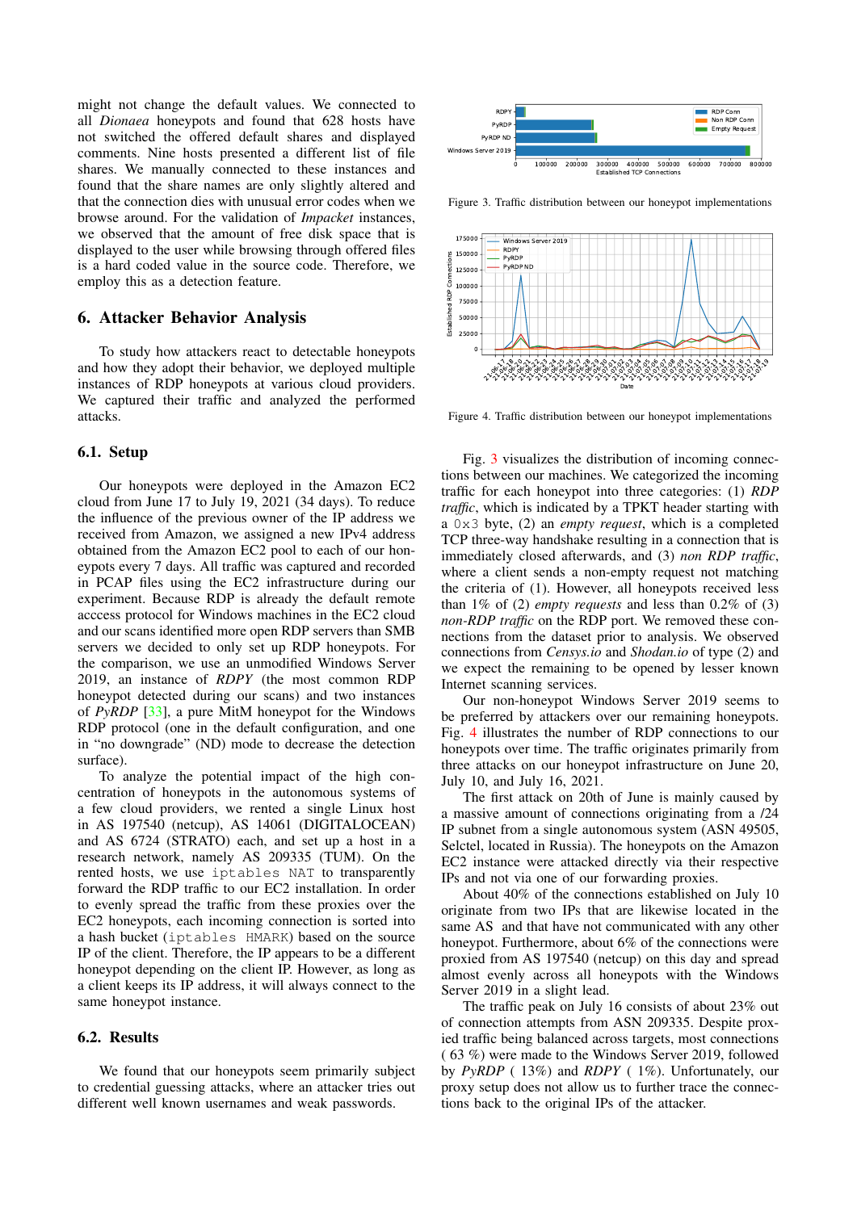might not change the default values. We connected to all *Dionaea* honeypots and found that 628 hosts have not switched the offered default shares and displayed comments. Nine hosts presented a different list of file shares. We manually connected to these instances and found that the share names are only slightly altered and that the connection dies with unusual error codes when we browse around. For the validation of *Impacket* instances, we observed that the amount of free disk space that is displayed to the user while browsing through offered files is a hard coded value in the source code. Therefore, we employ this as a detection feature.

## 6. Attacker Behavior Analysis

To study how attackers react to detectable honeypots and how they adopt their behavior, we deployed multiple instances of RDP honeypots at various cloud providers. We captured their traffic and analyzed the performed attacks.

### 6.1. Setup

Our honeypots were deployed in the Amazon EC2 cloud from June 17 to July 19, 2021 (34 days). To reduce the influence of the previous owner of the IP address we received from Amazon, we assigned a new IPv4 address obtained from the Amazon EC2 pool to each of our honeypots every 7 days. All traffic was captured and recorded in PCAP files using the EC2 infrastructure during our experiment. Because RDP is already the default remote acccess protocol for Windows machines in the EC2 cloud and our scans identified more open RDP servers than SMB servers we decided to only set up RDP honeypots. For the comparison, we use an unmodified Windows Server 2019, an instance of *RDPY* (the most common RDP honeypot detected during our scans) and two instances of *PyRDP* [33], a pure MitM honeypot for the Windows RDP protocol (one in the default configuration, and one in "no downgrade" (ND) mode to decrease the detection surface).

To analyze the potential impact of the high concentration of honeypots in the autonomous systems of a few cloud providers, we rented a single Linux host in AS 197540 (netcup), AS 14061 (DIGITALOCEAN) and AS 6724 (STRATO) each, and set up a host in a research network, namely AS 209335 (TUM). On the rented hosts, we use `iptables NAT` to transparently forward the RDP traffic to our EC2 installation. In order to evenly spread the traffic from these proxies over the EC2 honeypots, each incoming connection is sorted into a hash bucket (`iptables HMARK`) based on the source IP of the client. Therefore, the IP appears to be a different honeypot depending on the client IP. However, as long as a client keeps its IP address, it will always connect to the same honeypot instance.

### 6.2. Results

We found that our honeypots seem primarily subject to credential guessing attacks, where an attacker tries out different well known usernames and weak passwords.

Figure 3. Traffic distribution between our honeypot implementations

Figure 4. Traffic distribution between our honeypot implementations

Fig. 3 visualizes the distribution of incoming connections between our machines. We categorized the incoming traffic for each honeypot into three categories: (1) *RDP traffic*, which is indicated by a TPKT header starting with a `0x3` byte, (2) an *empty request*, which is a completed TCP three-way handshake resulting in a connection that is immediately closed afterwards, and (3) *non RDP traffic*, where a client sends a non-empty request not matching the criteria of (1). However, all honeypots received less than 1% of (2) *empty requests* and less than 0.2% of (3) *non-RDP traffic* on the RDP port. We removed these connections from the dataset prior to analysis. We observed connections from *Censys.io* and *Shodan.io* of type (2) and we expect the remaining to be opened by lesser known Internet scanning services.

Our non-honeypot Windows Server 2019 seems to be preferred by attackers over our remaining honeypots. Fig. 4 illustrates the number of RDP connections to our honeypots over time. The traffic originates primarily from three attacks on our honeypot infrastructure on June 20, July 10, and July 16, 2021.

The first attack on 20th of June is mainly caused by a massive amount of connections originating from a /24 IP subnet from a single autonomous system (ASN 49505, Selctel, located in Russia). The honeypots on the Amazon EC2 instance were attacked directly via their respective IPs and not via one of our forwarding proxies.

About 40% of the connections established on July 10 originate from two IPs that are likewise located in the same AS and that have not communicated with any other honeypot. Furthermore, about 6% of the connections were proxied from AS 197540 (netcup) on this day and spread almost evenly across all honeypots with the Windows Server 2019 in a slight lead.

The traffic peak on July 16 consists of about 23% out of connection attempts from ASN 209335. Despite proxied traffic being balanced across targets, most connections ( 63 %) were made to the Windows Server 2019, followed by *PyRDP* ( 13%) and *RDPY* ( 1%). Unfortunately, our proxy setup does not allow us to further trace the connections back to the original IPs of the attacker.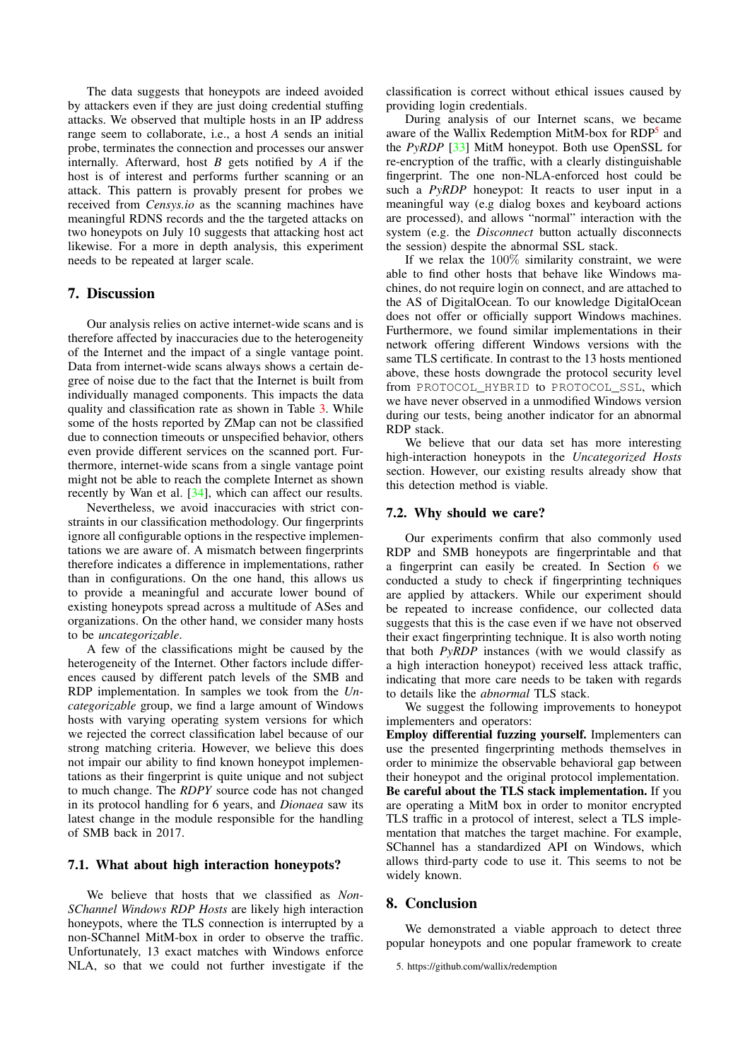The data suggests that honeypots are indeed avoided by attackers even if they are just doing credential stuffing attacks. We observed that multiple hosts in an IP address range seem to collaborate, i.e., a host *A* sends an initial probe, terminates the connection and processes our answer internally. Afterward, host *B* gets notified by *A* if the host is of interest and performs further scanning or an attack. This pattern is provably present for probes we received from *Censys.io* as the scanning machines have meaningful RDNS records and the the targeted attacks on two honeypots on July 10 suggests that attacking host act likewise. For a more in depth analysis, this experiment needs to be repeated at larger scale.

## 7. Discussion

Our analysis relies on active internet-wide scans and is therefore affected by inaccuracies due to the heterogeneity of the Internet and the impact of a single vantage point. Data from internet-wide scans always shows a certain degree of noise due to the fact that the Internet is built from individually managed components. This impacts the data quality and classification rate as shown in Table 3. While some of the hosts reported by ZMap can not be classified due to connection timeouts or unspecified behavior, others even provide different services on the scanned port. Furthermore, internet-wide scans from a single vantage point might not be able to reach the complete Internet as shown recently by Wan et al. [34], which can affect our results.

Nevertheless, we avoid inaccuracies with strict constraints in our classification methodology. Our fingerprints ignore all configurable options in the respective implementations we are aware of. A mismatch between fingerprints therefore indicates a difference in implementations, rather than in configurations. On the one hand, this allows us to provide a meaningful and accurate lower bound of existing honeypots spread across a multitude of ASes and organizations. On the other hand, we consider many hosts to be *uncategorizable*.

A few of the classifications might be caused by the heterogeneity of the Internet. Other factors include differences caused by different patch levels of the SMB and RDP implementation. In samples we took from the *Uncategorizable* group, we find a large amount of Windows hosts with varying operating system versions for which we rejected the correct classification label because of our strong matching criteria. However, we believe this does not impair our ability to find known honeypot implementations as their fingerprint is quite unique and not subject to much change. The *RDPY* source code has not changed in its protocol handling for 6 years, and *Dionaea* saw its latest change in the module responsible for the handling of SMB back in 2017.

### 7.1. What about high interaction honeypots?

We believe that hosts that we classified as *Non-SChannel Windows RDP Hosts* are likely high interaction honeypots, where the TLS connection is interrupted by a non-SChannel MitM-box in order to observe the traffic. Unfortunately, 13 exact matches with Windows enforce NLA, so that we could not further investigate if the classification is correct without ethical issues caused by providing login credentials.

During analysis of our Internet scans, we became aware of the Wallix Redemption MitM-box for RDP[5] and the *PyRDP* [33] MitM honeypot. Both use OpenSSL for re-encryption of the traffic, with a clearly distinguishable fingerprint. The one non-NLA-enforced host could be such a *PyRDP* honeypot: It reacts to user input in a meaningful way (e.g dialog boxes and keyboard actions are processed), and allows "normal" interaction with the system (e.g. the *Disconnect* button actually disconnects the session) despite the abnormal SSL stack.

If we relax the $100\%$ similarity constraint, we were able to find other hosts that behave like Windows machines, do not require login on connect, and are attached to the AS of DigitalOcean. To our knowledge DigitalOcean does not offer or officially support Windows machines. Furthermore, we found similar implementations in their network offering different Windows versions with the same TLS certificate. In contrast to the 13 hosts mentioned above, these hosts downgrade the protocol security level from `PROTOCOL_HYBRID` to `PROTOCOL_SSL`, which we have never observed in a unmodified Windows version during our tests, being another indicator for an abnormal RDP stack.

We believe that our data set has more interesting high-interaction honeypots in the *Uncategorized Hosts* section. However, our existing results already show that this detection method is viable.

### 7.2. Why should we care?

Our experiments confirm that also commonly used RDP and SMB honeypots are fingerprintable and that a fingerprint can easily be created. In Section 6 we conducted a study to check if fingerprinting techniques are applied by attackers. While our experiment should be repeated to increase confidence, our collected data suggests that this is the case even if we have not observed their exact fingerprinting technique. It is also worth noting that both *PyRDP* instances (with we would classify as a high interaction honeypot) received less attack traffic, indicating that more care needs to be taken with regards to details like the *abnormal* TLS stack.

We suggest the following improvements to honeypot implementers and operators:

**Employ differential fuzzing yourself.** Implementers can use the presented fingerprinting methods themselves in order to minimize the observable behavioral gap between their honeypot and the original protocol implementation.

**Be careful about the TLS stack implementation.** If you are operating a MitM box in order to monitor encrypted TLS traffic in a protocol of interest, select a TLS implementation that matches the target machine. For example, SChannel has a standardized API on Windows, which allows third-party code to use it. This seems to not be widely known.

## 8. Conclusion

We demonstrated a viable approach to detect three popular honeypots and one popular framework to create

5. https://github.com/wallix/redemption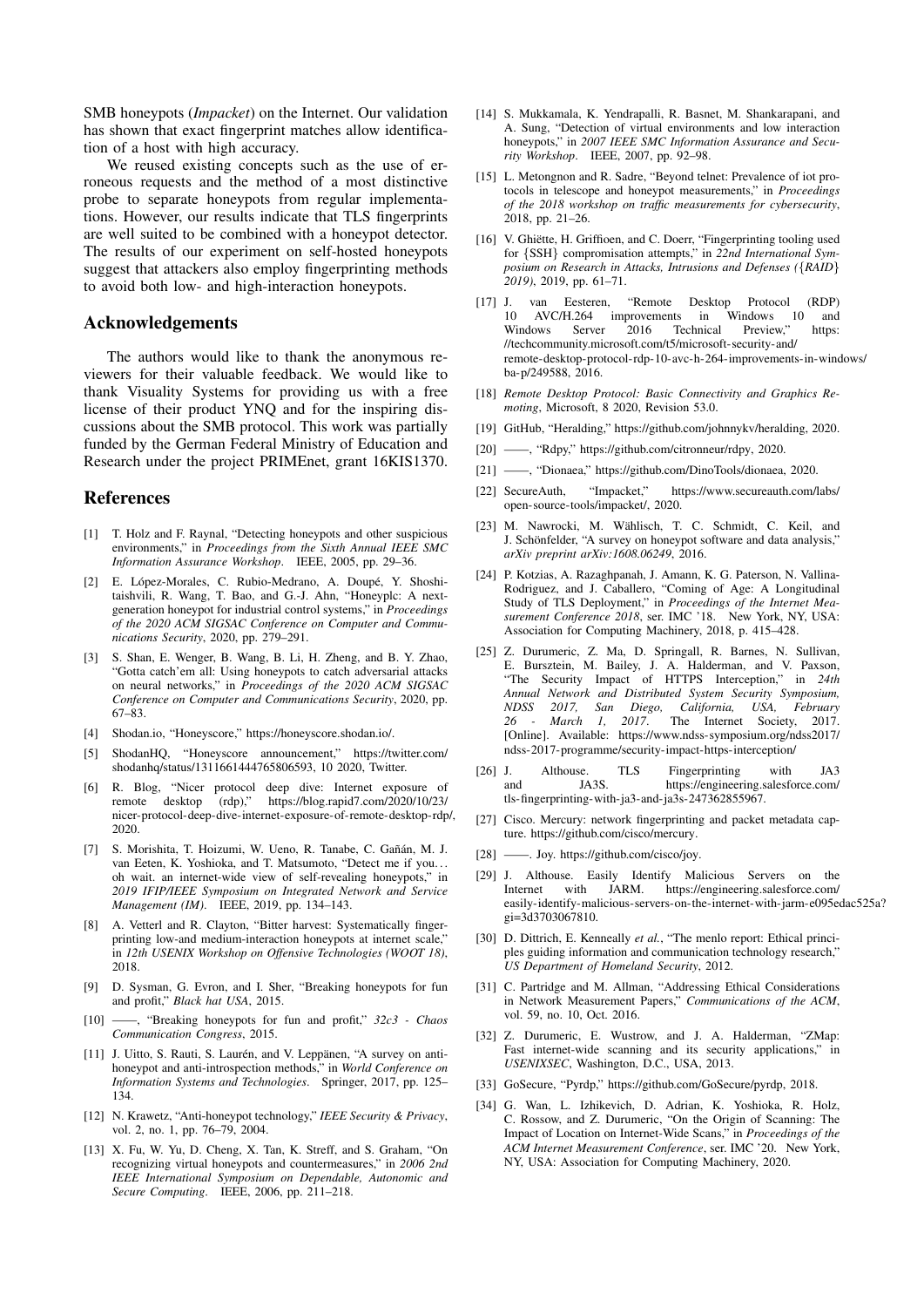SMB honeypots (*Impacket*) on the Internet. Our validation has shown that exact fingerprint matches allow identification of a host with high accuracy.

We reused existing concepts such as the use of erroneous requests and the method of a most distinctive probe to separate honeypots from regular implementations. However, our results indicate that TLS fingerprints are well suited to be combined with a honeypot detector. The results of our experiment on self-hosted honeypots suggest that attackers also employ fingerprinting methods to avoid both low- and high-interaction honeypots.

## Acknowledgements

The authors would like to thank the anonymous reviewers for their valuable feedback. We would like to thank Visuality Systems for providing us with a free license of their product YNQ and for the inspiring discussions about the SMB protocol. This work was partially funded by the German Federal Ministry of Education and Research under the project PRIMEnet, grant 16KIS1370.

## References

[1] T. Holz and F. Raynal, "Detecting honeypots and other suspicious environments," in *Proceedings from the Sixth Annual IEEE SMC Information Assurance Workshop*. IEEE, 2005, pp. 29–36.

[2] E. López-Morales, C. Rubio-Medrano, A. Doupé, Y. Shoshitaishvili, R. Wang, T. Bao, and G.-J. Ahn, "Honeyplc: A next-generation honeypot for industrial control systems," in *Proceedings of the 2020 ACM SIGSAC Conference on Computer and Communications Security*, 2020, pp. 279–291.

[3] S. Shan, E. Wenger, B. Wang, B. Li, H. Zheng, and B. Y. Zhao, "Gotta catch'em all: Using honeypots to catch adversarial attacks on neural networks," in *Proceedings of the 2020 ACM SIGSAC Conference on Computer and Communications Security*, 2020, pp. 67–83.

[4] Shodan.io, "Honeyscore," https://honeyscore.shodan.io/.

[5] ShodanHQ, "Honeyscore announcement," https://twitter.com/shodanhq/status/1311661444765806593, 10 2020, Twitter.

[6] R. Blog, "Nicer protocol deep dive: Internet exposure of remote desktop (rdp)," https://blog.rapid7.com/2020/10/23/nicer-protocol-deep-dive-internet-exposure-of-remote-desktop-rdp/, 2020.

[7] S. Morishita, T. Hoizumi, W. Ueno, R. Tanabe, C. Gañán, M. J. van Eeten, K. Yoshioka, and T. Matsumoto, "Detect me if you… oh wait. an internet-wide view of self-revealing honeypots," in *2019 IFIP/IEEE Symposium on Integrated Network and Service Management (IM)*. IEEE, 2019, pp. 134–143.

[8] A. Vetterl and R. Clayton, "Bitter harvest: Systematically fingerprinting low-and medium-interaction honeypots at internet scale," in *12th USENIX Workshop on Offensive Technologies (WOOT 18)*, 2018.

[9] D. Sysman, G. Evron, and I. Sher, "Breaking honeypots for fun and profit," *Black hat USA*, 2015.

[10] ——, "Breaking honeypots for fun and profit," *32c3 - Chaos Communication Congress*, 2015.

[11] J. Uitto, S. Rauti, S. Laurén, and V. Leppänen, "A survey on anti-honeypot and anti-introspection methods," in *World Conference on Information Systems and Technologies*. Springer, 2017, pp. 125–134.

[12] N. Krawetz, "Anti-honeypot technology," *IEEE Security & Privacy*, vol. 2, no. 1, pp. 76–79, 2004.

[13] X. Fu, W. Yu, D. Cheng, X. Tan, K. Streff, and S. Graham, "On recognizing virtual honeypots and countermeasures," in *2006 2nd IEEE International Symposium on Dependable, Autonomic and Secure Computing*. IEEE, 2006, pp. 211–218.

[14] S. Mukkamala, K. Yendrapalli, R. Basnet, M. Shankarapani, and A. Sung, "Detection of virtual environments and low interaction honeypots," in *2007 IEEE SMC Information Assurance and Security Workshop*. IEEE, 2007, pp. 92–98.

[15] L. Metongnon and R. Sadre, "Beyond telnet: Prevalence of iot protocols in telescope and honeypot measurements," in *Proceedings of the 2018 workshop on traffic measurements for cybersecurity*, 2018, pp. 21–26.

[16] V. Ghiëtte, H. Griffioen, and C. Doerr, "Fingerprinting tooling used for {SSH} compromisation attempts," in *22nd International Symposium on Research in Attacks, Intrusions and Defenses ({RAID} 2019)*, 2019, pp. 61–71.

[17] J. van Esteren, "Remote Desktop Protocol (RDP) 10 AVC/H.264 improvements in Windows 10 and Windows Server 2016 Technical Preview," https://techcommunity.microsoft.com/t5/microsoft-security-and/remote-desktop-protocol-rdp-10-avc-h-264-improvements-in-windows/ba-p/249588, 2016.

[18] *Remote Desktop Protocol: Basic Connectivity and Graphics Remoting*, Microsoft, 8 2020, Revision 53.0.

[19] GitHub, "Heralding," https://github.com/johnnykv/heralding, 2020.

[20] ——, "Rdpy," https://github.com/citronneur/rdpy, 2020.

[21] ——, "Dionaea," https://github.com/DinoTools/dionaea, 2020.

[22] SecureAuth, "Impacket," https://www.secureauth.com/labs/open-source-tools/impacket/, 2020.

[23] M. Nawrocki, M. Wählisch, T. C. Schmidt, C. Keil, and J. Schönfelder, "A survey on honeypot software and data analysis," *arXiv preprint arXiv:1608.06249*, 2016.

[24] P. Kotzias, A. Razaghpanah, J. Amann, K. G. Paterson, N. Vallina-Rodriguez, and J. Caballero, "Coming of Age: A Longitudinal Study of TLS Deployment," in *Proceedings of the Internet Measurement Conference 2018*, ser. IMC '18. New York, NY, USA: Association for Computing Machinery, 2018, p. 415–428.

[25] Z. Durumeric, Z. Ma, D. Springall, R. Barnes, N. Sullivan, E. Bursztein, M. Bailey, J. A. Halderman, and V. Paxson, "The Security Impact of HTTPS Interception," in *24th Annual Network and Distributed System Security Symposium, NDSS 2017, San Diego, California, USA, February 26 - March 1, 2017*. The Internet Society, 2017. [Online]. Available: https://www.ndss-symposium.org/ndss2017/ndss-2017-programme/security-impact-https-interception/

[26] J. Althouse. TLS Fingerprinting with JA3 and JA3S. https://engineering.salesforce.com/tls-fingerprinting-with-ja3-and-ja3s-247362855967.

[27] Cisco. Mercury: network fingerprinting and packet metadata capture. https://github.com/cisco/mercury.

[28] ——. Joy. https://github.com/cisco/joy.

[29] J. Althouse. Easily Identify Malicious Servers on the Internet with JARM. https://engineering.salesforce.com/easily-identify-malicious-servers-on-the-internet-with-jarm-e095edac525a?gi=3d3703067810.

[30] D. Dittrich, E. Kenneally *et al.*, "The menlo report: Ethical principles guiding information and communication technology research," *US Department of Homeland Security*, 2012.

[31] C. Partridge and M. Allman, "Addressing Ethical Considerations in Network Measurement Papers," *Communications of the ACM*, vol. 59, no. 10, Oct. 2016.

[32] Z. Durumeric, E. Wustrow, and J. A. Halderman, "ZMap: Fast internet-wide scanning and its security applications," in *USENIXSEC*, Washington, D.C., USA, 2013.

[33] GoSecure, "Pyrdp," https://github.com/GoSecure/pyrdp, 2018.

[34] G. Wan, L. Izhikevich, D. Adrian, K. Yoshioka, R. Holz, C. Rossow, and Z. Durumeric, "On the Origin of Scanning: The Impact of Location on Internet-Wide Scans," in *Proceedings of the ACM Internet Measurement Conference*, ser. IMC '20. New York, NY, USA: Association for Computing Machinery, 2020.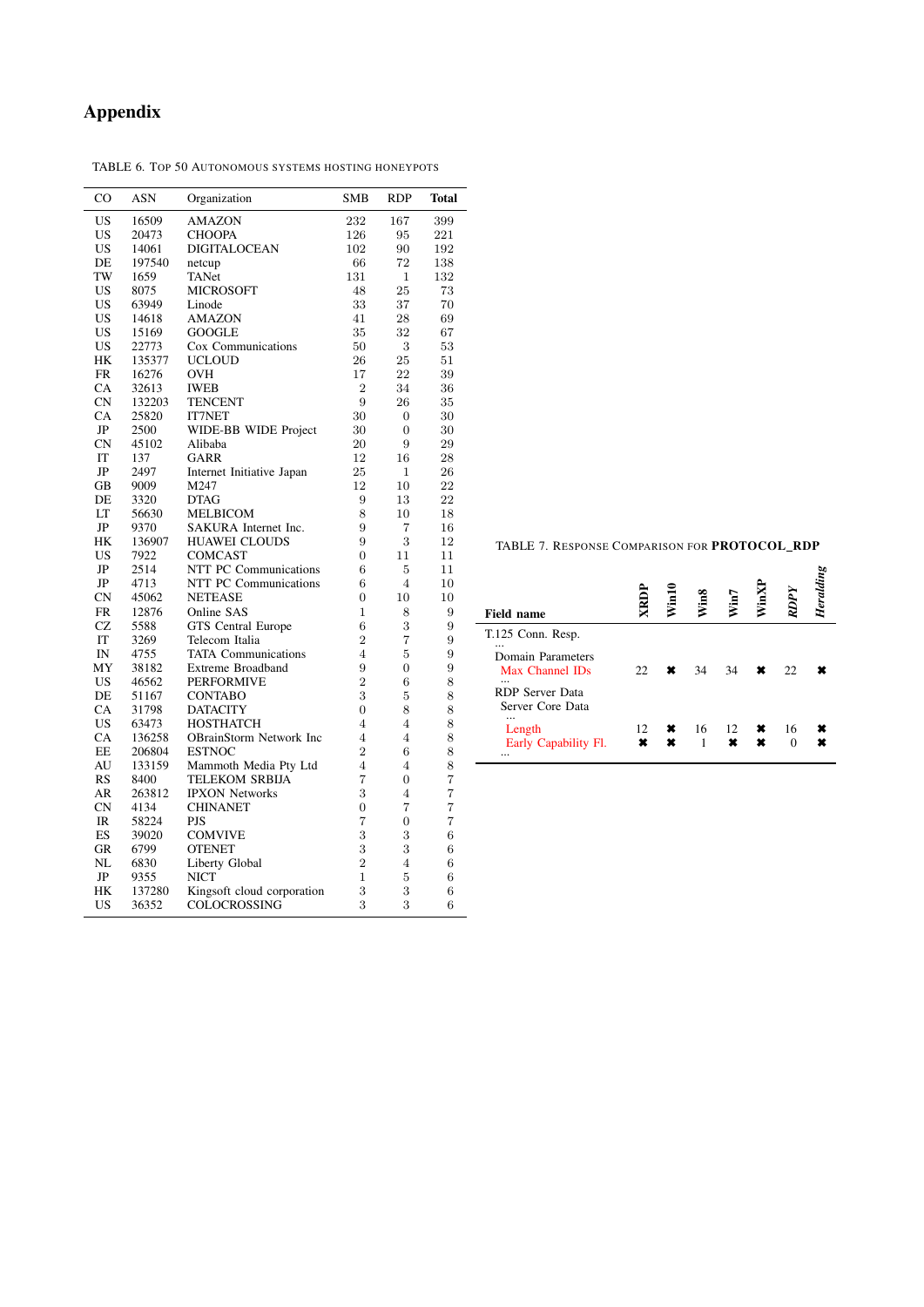## Appendix

TABLE 6. Top 50 Autonomous systems hosting honeypots

| CO | ASN | Organization | SMB | RDP | **Total** |
|---|---|---|---|---|---|
| US | 16509 | AMAZON | 232 | 167 | 399 |
| US | 20473 | CHOOPA | 126 | 95 | 221 |
| US | 14061 | DIGITALOCEAN | 102 | 90 | 192 |
| DE | 197540 | netcup | 66 | 72 | 138 |
| TW | 1659 | TANet | 131 | 1 | 132 |
| US | 8075 | MICROSOFT | 48 | 25 | 73 |
| US | 63949 | Linode | 33 | 37 | 70 |
| US | 14618 | AMAZON | 41 | 28 | 69 |
| US | 15169 | GOOGLE | 35 | 32 | 67 |
| US | 22773 | Cox Communications | 50 | 3 | 53 |
| HK | 135377 | UCLOUD | 26 | 25 | 51 |
| FR | 16276 | OVH | 17 | 22 | 39 |
| CA | 32613 | IWEB | 2 | 34 | 36 |
| CN | 132203 | TENCENT | 9 | 26 | 35 |
| CA | 25820 | IT7NET | 30 | 0 | 30 |
| JP | 2500 | WIDE-BB WIDE Project | 30 | 0 | 30 |
| CN | 45102 | Alibaba | 20 | 9 | 29 |
| IT | 137 | GARR | 12 | 16 | 28 |
| JP | 2497 | Internet Initiative Japan | 25 | 1 | 26 |
| GB | 9009 | M247 | 12 | 10 | 22 |
| DE | 3320 | DTAG | 9 | 13 | 22 |
| LT | 56630 | MELBICOM | 8 | 10 | 18 |
| JP | 9370 | SAKURA Internet Inc. | 9 | 7 | 16 |
| HK | 136907 | HUAWEI CLOUDS | 9 | 3 | 12 |
| US | 7922 | COMCAST | 0 | 11 | 11 |
| JP | 2514 | NTT PC Communications | 6 | 5 | 11 |
| JP | 4713 | NTT PC Communications | 6 | 4 | 10 |
| CN | 45062 | NETEASE | 0 | 10 | 10 |
| FR | 12876 | Online SAS | 1 | 8 | 9 |
| CZ | 5588 | GTS Central Europe | 6 | 3 | 9 |
| IT | 3269 | Telecom Italia | 2 | 7 | 9 |
| IN | 4755 | TATA Communications | 4 | 5 | 9 |
| MY | 38182 | Extreme Broadband | 9 | 0 | 9 |
| US | 46562 | PERFORMIVE | 2 | 6 | 8 |
| DE | 51167 | CONTABO | 3 | 5 | 8 |
| CA | 31798 | DATACITY | 0 | 8 | 8 |
| US | 63473 | HOSTHATCH | 4 | 4 | 8 |
| CA | 136258 | OBrainStorm Network Inc | 4 | 4 | 8 |
| EE | 206804 | ESTNOC | 2 | 6 | 8 |
| AU | 133159 | Mammoth Media Pty Ltd | 4 | 4 | 8 |
| RS | 8400 | TELEKOM SRBIJA | 7 | 0 | 7 |
| AR | 263812 | IPXON Networks | 3 | 4 | 7 |
| CN | 4134 | CHINANET | 0 | 7 | 7 |
| IR | 58224 | PJS | 7 | 0 | 7 |
| ES | 39020 | COMVIVE | 3 | 3 | 6 |
| GR | 6799 | OTENET | 3 | 3 | 6 |
| NL | 6830 | Liberty Global | 2 | 4 | 6 |
| JP | 9355 | NICT | 1 | 5 | 6 |
| HK | 137280 | Kingsoft cloud corporation | 3 | 3 | 6 |
| US | 36352 | COLOCROSSING | 3 | 3 | 6 |

TABLE 7. Response Comparison for **PROTOCOL_RDP**

| **Field name** | **XRDP** | **Win10** | **Win8** | **Win7** | **WinXP** | ***RDPY*** | ***Heralding*** |
|---|---|---|---|---|---|---|---|
| T.125 Conn. Resp. | | | | | | | |
| ... | | | | | | | |
| Domain Parameters | | | | | | | |
| Max Channel IDs | 22 | ✖ | 34 | 34 | ✖ | 22 | ✖ |
| ... | | | | | | | |
| RDP Server Data | | | | | | | |
| Server Core Data | | | | | | | |
| ... | | | | | | | |
| Length | 12 | ✖ | 16 | 12 | ✖ | 16 | ✖ |
| Early Capability Fl. | ✖ | ✖ | 1 | ✖ | ✖ | 0 | ✖ |
| ... | | | | | | | |